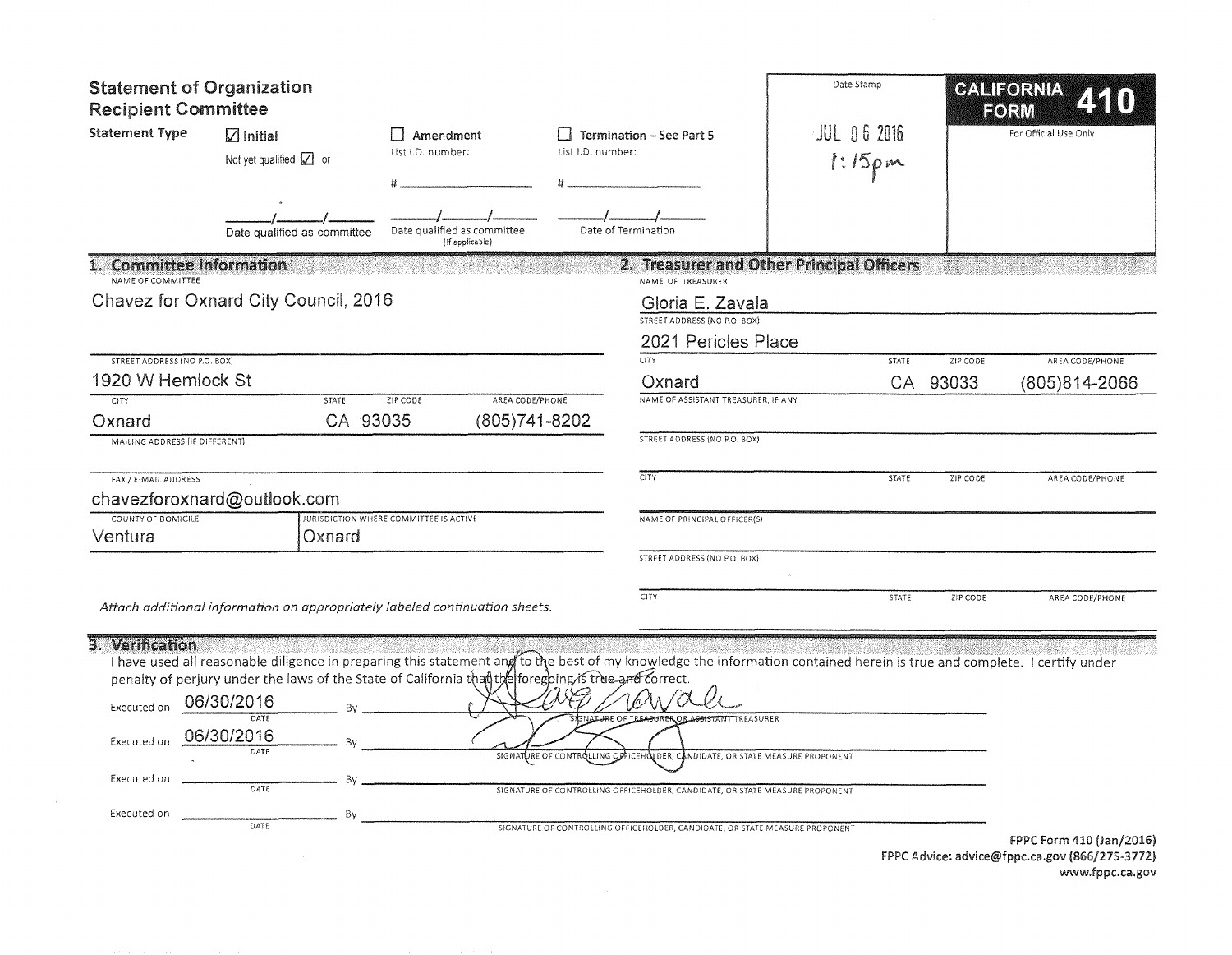# Statement of Organization Recipient Committee

**CALIFORNIA FORM 410**

For Official Use Only

Date Stamp: JUL 06 2016 1:15pm

**Statement Type**

- ☑ **Initial** — Not yet qualified ☑ or ___/___/___ Date qualified as committee
- ☐ **Amendment** — List I.D. number: # ______ ___/___/___ Date qualified as committee (If applicable)
- ☐ **Termination – See Part 5** — List I.D. number: # ______ ___/___/___ Date of Termination

## 1. Committee Information

NAME OF COMMITTEE
Chavez for Oxnard City Council, 2016

| STREET ADDRESS (NO P.O. BOX) | | | |
|---|---|---|---|
| 1920 W Hemlock St | | | |
| **CITY** | **STATE** | **ZIP CODE** | **AREA CODE/PHONE** |
| Oxnard | CA | 93035 | (805)741-8202 |

MAILING ADDRESS (IF DIFFERENT)

FAX / E-MAIL ADDRESS
chavezforoxnard@outlook.com

| COUNTY OF DOMICILE | JURISDICTION WHERE COMMITTEE IS ACTIVE |
|---|---|
| Ventura | Oxnard |

*Attach additional information on appropriately labeled continuation sheets.*

## 2. Treasurer and Other Principal Officers

NAME OF TREASURER
Gloria E. Zavala

| STREET ADDRESS (NO P.O. BOX) | | | |
|---|---|---|---|
| 2021 Pericles Place | | | |
| **CITY** | **STATE** | **ZIP CODE** | **AREA CODE/PHONE** |
| Oxnard | CA | 93033 | (805)814-2066 |

NAME OF ASSISTANT TREASURER, IF ANY

STREET ADDRESS (NO P.O. BOX)

| CITY | STATE | ZIP CODE | AREA CODE/PHONE |
|---|---|---|---|
| | | | |

NAME OF PRINCIPAL OFFICER(S)

STREET ADDRESS (NO P.O. BOX)

| CITY | STATE | ZIP CODE | AREA CODE/PHONE |
|---|---|---|---|
| | | | |

## 3. Verification

I have used all reasonable diligence in preparing this statement and to the best of my knowledge the information contained herein is true and complete. I certify under penalty of perjury under the laws of the State of California that the foregoing is true and correct.

Executed on 06/30/2016 By [signature] — SIGNATURE OF TREASURER OR ASSISTANT TREASURER

Executed on 06/30/2016 By [signature] — SIGNATURE OF CONTROLLING OFFICEHOLDER, CANDIDATE, OR STATE MEASURE PROPONENT

Executed on ________ By ________ — SIGNATURE OF CONTROLLING OFFICEHOLDER, CANDIDATE, OR STATE MEASURE PROPONENT

Executed on ________ By ________ — SIGNATURE OF CONTROLLING OFFICEHOLDER, CANDIDATE, OR STATE MEASURE PROPONENT

FPPC Form 410 (Jan/2016)
FPPC Advice: advice@fppc.ca.gov (866/275-3772)
www.fppc.ca.gov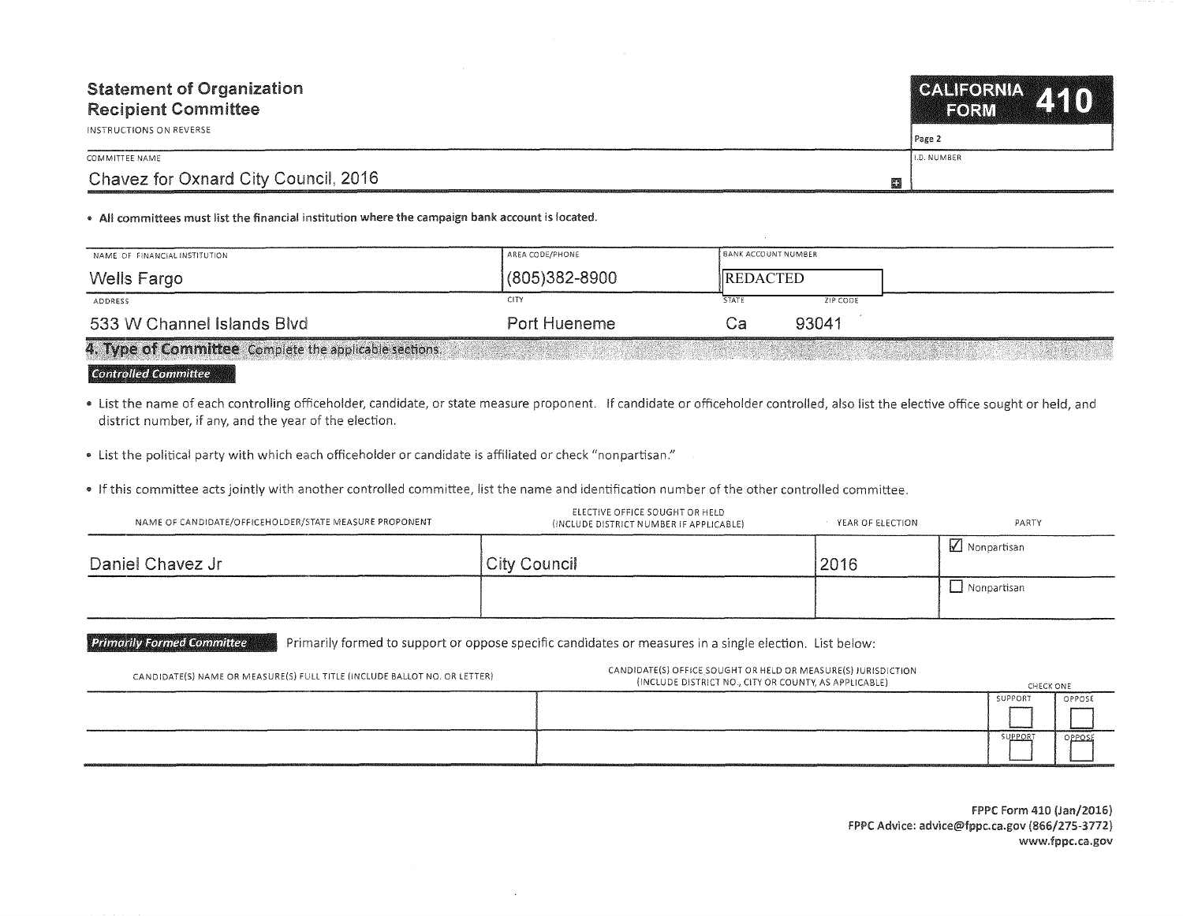# Statement of Organization
## Recipient Committee

INSTRUCTIONS ON REVERSE

**CALIFORNIA FORM 410**

Page 2

| COMMITTEE NAME | I.D. NUMBER |
| --- | --- |
| Chavez for Oxnard City Council, 2016 | |

- **All committees must list the financial institution where the campaign bank account is located.**

| NAME OF FINANCIAL INSTITUTION | AREA CODE/PHONE | BANK ACCOUNT NUMBER | |
| --- | --- | --- | --- |
| Wells Fargo | (805)382-8900 | REDACTED | |
| **ADDRESS** | **CITY** | **STATE** | **ZIP CODE** |
| 533 W Channel Islands Blvd | Port Hueneme | Ca | 93041 |

## 4. Type of Committee
Complete the applicable sections.

### Controlled Committee

- List the name of each controlling officeholder, candidate, or state measure proponent. If candidate or officeholder controlled, also list the elective office sought or held, and district number, if any, and the year of the election.
- List the political party with which each officeholder or candidate is affiliated or check "nonpartisan."
- If this committee acts jointly with another controlled committee, list the name and identification number of the other controlled committee.

| NAME OF CANDIDATE/OFFICEHOLDER/STATE MEASURE PROPONENT | ELECTIVE OFFICE SOUGHT OR HELD (INCLUDE DISTRICT NUMBER IF APPLICABLE) | YEAR OF ELECTION | PARTY |
| --- | --- | --- | --- |
| Daniel Chavez Jr | City Council | 2016 | ☑ Nonpartisan |
| | | | ☐ Nonpartisan |

### Primarily Formed Committee

Primarily formed to support or oppose specific candidates or measures in a single election. List below:

| CANDIDATE(S) NAME OR MEASURE(S) FULL TITLE (INCLUDE BALLOT NO. OR LETTER) | CANDIDATE(S) OFFICE SOUGHT OR HELD OR MEASURE(S) JURISDICTION (INCLUDE DISTRICT NO., CITY OR COUNTY, AS APPLICABLE) | CHECK ONE | |
| --- | --- | --- | --- |
| | | SUPPORT ☐ | OPPOSE ☐ |
| | | SUPPORT ☐ | OPPOSE ☐ |

FPPC Form 410 (Jan/2016)
FPPC Advice: advice@fppc.ca.gov (866/275-3772)
www.fppc.ca.gov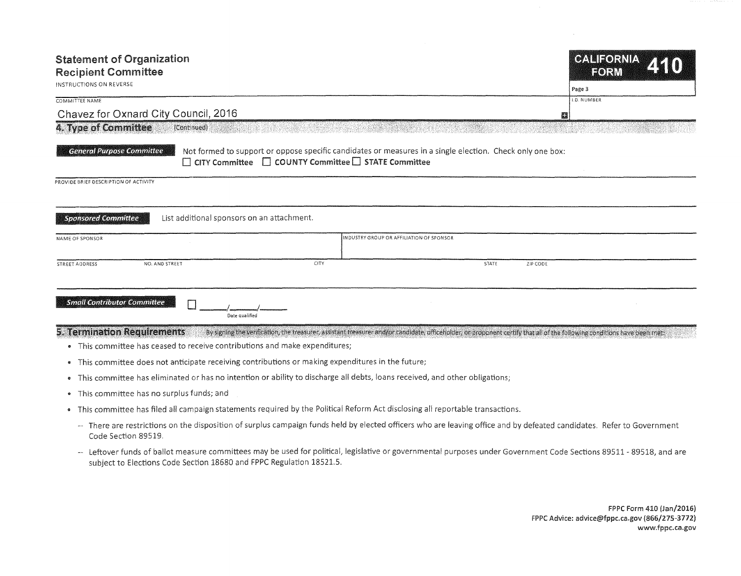# Statement of Organization
## Recipient Committee

INSTRUCTIONS ON REVERSE

**CALIFORNIA FORM 410**

Page 3

COMMITTEE NAME

Chavez for Oxnard City Council, 2016

I.D. NUMBER

## 4. Type of Committee (Continued)

**General Purpose Committee** Not formed to support or oppose specific candidates or measures in a single election. Check only one box:

☐ CITY Committee ☐ COUNTY Committee ☐ STATE Committee

PROVIDE BRIEF DESCRIPTION OF ACTIVITY

**Sponsored Committee** List additional sponsors on an attachment.

| NAME OF SPONSOR | INDUSTRY GROUP OR AFFILIATION OF SPONSOR |
| --- | --- |
| | |

| STREET ADDRESS NO. AND STREET | CITY | STATE | ZIP CODE |
| --- | --- | --- | --- |
| | | | |

**Small Contributor Committee** ☐ \_\_\_\_/\_\_\_\_/\_\_\_\_ Date qualified

## 5. Termination Requirements

By signing the verification, the treasurer, assistant treasurer and/or candidate, officeholder, or proponent certify that all of the following conditions have been met:

- This committee has ceased to receive contributions and make expenditures;
- This committee does not anticipate receiving contributions or making expenditures in the future;
- This committee has eliminated or has no intention or ability to discharge all debts, loans received, and other obligations;
- This committee has no surplus funds; and
- This committee has filed all campaign statements required by the Political Reform Act disclosing all reportable transactions.
  - -- There are restrictions on the disposition of surplus campaign funds held by elected officers who are leaving office and by defeated candidates. Refer to Government Code Section 89519.
  - -- Leftover funds of ballot measure committees may be used for political, legislative or governmental purposes under Government Code Sections 89511 - 89518, and are subject to Elections Code Section 18680 and FPPC Regulation 18521.5.

FPPC Form 410 (Jan/2016)
FPPC Advice: advice@fppc.ca.gov (866/275-3772)
www.fppc.ca.gov